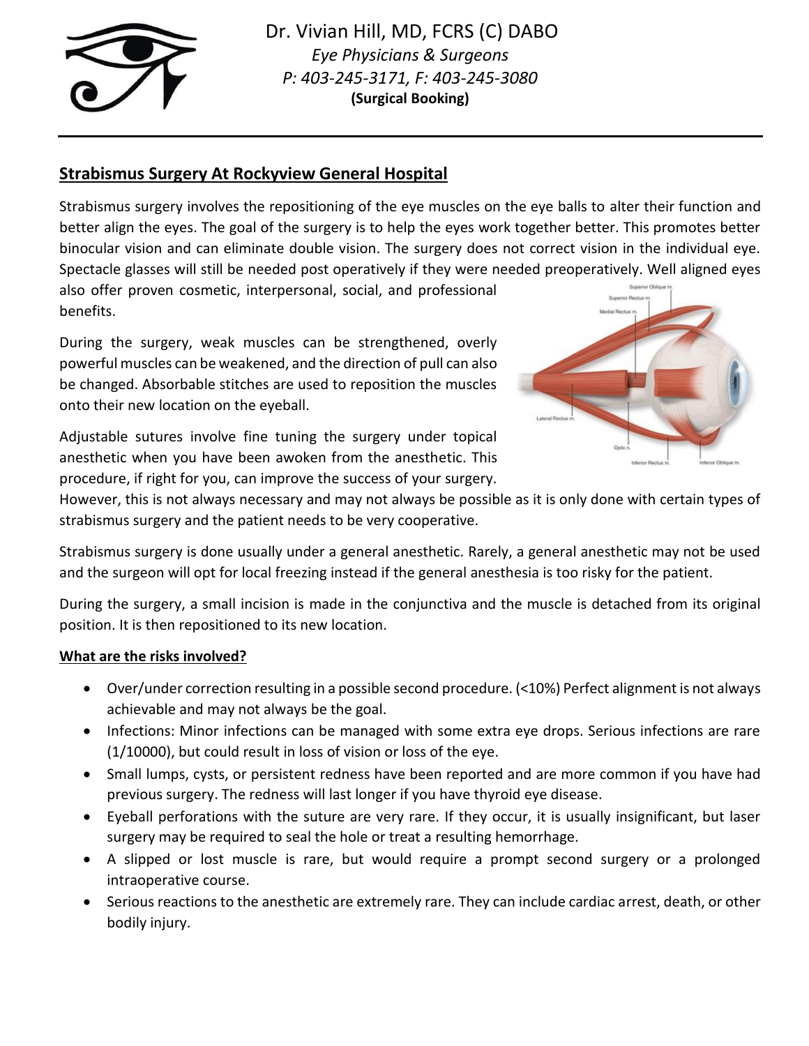Dr. Vivian Hill, MD, FCRS (C) DABO
*Eye Physicians & Surgeons*
*P: 403-245-3171, F: 403-245-3080*
**(Surgical Booking)**

## Strabismus Surgery At Rockyview General Hospital

Strabismus surgery involves the repositioning of the eye muscles on the eye balls to alter their function and better align the eyes. The goal of the surgery is to help the eyes work together better. This promotes better binocular vision and can eliminate double vision. The surgery does not correct vision in the individual eye. Spectacle glasses will still be needed post operatively if they were needed preoperatively. Well aligned eyes also offer proven cosmetic, interpersonal, social, and professional benefits.

During the surgery, weak muscles can be strengthened, overly powerful muscles can be weakened, and the direction of pull can also be changed. Absorbable stitches are used to reposition the muscles onto their new location on the eyeball.

Adjustable sutures involve fine tuning the surgery under topical anesthetic when you have been awoken from the anesthetic. This procedure, if right for you, can improve the success of your surgery. However, this is not always necessary and may not always be possible as it is only done with certain types of strabismus surgery and the patient needs to be very cooperative.

Strabismus surgery is done usually under a general anesthetic. Rarely, a general anesthetic may not be used and the surgeon will opt for local freezing instead if the general anesthesia is too risky for the patient.

During the surgery, a small incision is made in the conjunctiva and the muscle is detached from its original position. It is then repositioned to its new location.

### What are the risks involved?

- Over/under correction resulting in a possible second procedure. (<10%) Perfect alignment is not always achievable and may not always be the goal.
- Infections: Minor infections can be managed with some extra eye drops. Serious infections are rare (1/10000), but could result in loss of vision or loss of the eye.
- Small lumps, cysts, or persistent redness have been reported and are more common if you have had previous surgery. The redness will last longer if you have thyroid eye disease.
- Eyeball perforations with the suture are very rare. If they occur, it is usually insignificant, but laser surgery may be required to seal the hole or treat a resulting hemorrhage.
- A slipped or lost muscle is rare, but would require a prompt second surgery or a prolonged intraoperative course.
- Serious reactions to the anesthetic are extremely rare. They can include cardiac arrest, death, or other bodily injury.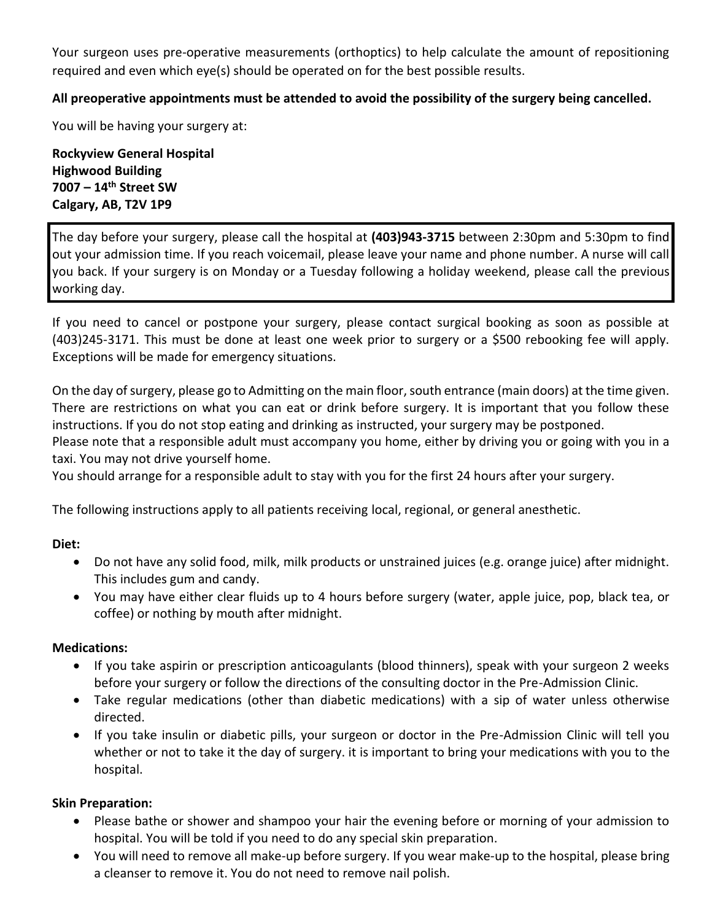Your surgeon uses pre-operative measurements (orthoptics) to help calculate the amount of repositioning required and even which eye(s) should be operated on for the best possible results.

**All preoperative appointments must be attended to avoid the possibility of the surgery being cancelled.**

You will be having your surgery at:

**Rockyview General Hospital**
**Highwood Building**
**7007 – 14th Street SW**
**Calgary, AB, T2V 1P9**

The day before your surgery, please call the hospital at **(403)943-3715** between 2:30pm and 5:30pm to find out your admission time. If you reach voicemail, please leave your name and phone number. A nurse will call you back. If your surgery is on Monday or a Tuesday following a holiday weekend, please call the previous working day.

If you need to cancel or postpone your surgery, please contact surgical booking as soon as possible at (403)245-3171. This must be done at least one week prior to surgery or a $500 rebooking fee will apply. Exceptions will be made for emergency situations.

On the day of surgery, please go to Admitting on the main floor, south entrance (main doors) at the time given. There are restrictions on what you can eat or drink before surgery. It is important that you follow these instructions. If you do not stop eating and drinking as instructed, your surgery may be postponed.
Please note that a responsible adult must accompany you home, either by driving you or going with you in a taxi. You may not drive yourself home.
You should arrange for a responsible adult to stay with you for the first 24 hours after your surgery.

The following instructions apply to all patients receiving local, regional, or general anesthetic.

**Diet:**

- Do not have any solid food, milk, milk products or unstrained juices (e.g. orange juice) after midnight. This includes gum and candy.
- You may have either clear fluids up to 4 hours before surgery (water, apple juice, pop, black tea, or coffee) or nothing by mouth after midnight.

**Medications:**

- If you take aspirin or prescription anticoagulants (blood thinners), speak with your surgeon 2 weeks before your surgery or follow the directions of the consulting doctor in the Pre-Admission Clinic.
- Take regular medications (other than diabetic medications) with a sip of water unless otherwise directed.
- If you take insulin or diabetic pills, your surgeon or doctor in the Pre-Admission Clinic will tell you whether or not to take it the day of surgery. it is important to bring your medications with you to the hospital.

**Skin Preparation:**

- Please bathe or shower and shampoo your hair the evening before or morning of your admission to hospital. You will be told if you need to do any special skin preparation.
- You will need to remove all make-up before surgery. If you wear make-up to the hospital, please bring a cleanser to remove it. You do not need to remove nail polish.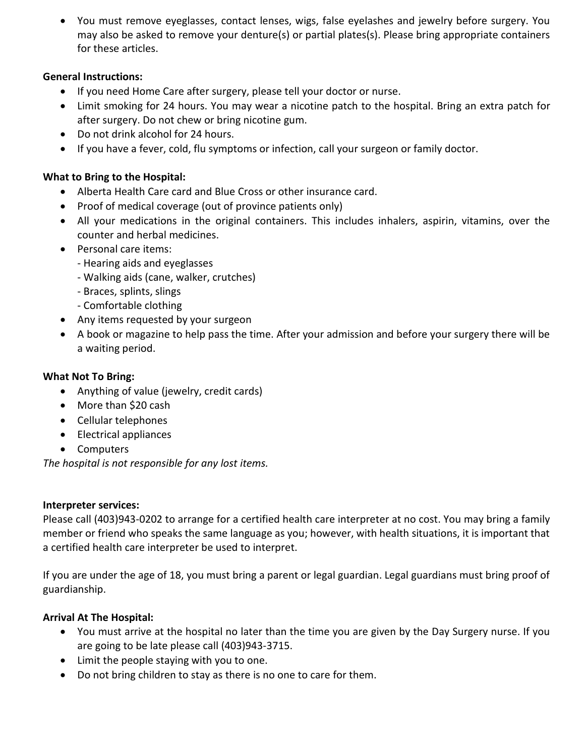- You must remove eyeglasses, contact lenses, wigs, false eyelashes and jewelry before surgery. You may also be asked to remove your denture(s) or partial plates(s). Please bring appropriate containers for these articles.

**General Instructions:**

- If you need Home Care after surgery, please tell your doctor or nurse.
- Limit smoking for 24 hours. You may wear a nicotine patch to the hospital. Bring an extra patch for after surgery. Do not chew or bring nicotine gum.
- Do not drink alcohol for 24 hours.
- If you have a fever, cold, flu symptoms or infection, call your surgeon or family doctor.

**What to Bring to the Hospital:**

- Alberta Health Care card and Blue Cross or other insurance card.
- Proof of medical coverage (out of province patients only)
- All your medications in the original containers. This includes inhalers, aspirin, vitamins, over the counter and herbal medicines.
- Personal care items:
  - Hearing aids and eyeglasses
  - Walking aids (cane, walker, crutches)
  - Braces, splints, slings
  - Comfortable clothing
- Any items requested by your surgeon
- A book or magazine to help pass the time. After your admission and before your surgery there will be a waiting period.

**What Not To Bring:**

- Anything of value (jewelry, credit cards)
- More than $20 cash
- Cellular telephones
- Electrical appliances
- Computers

*The hospital is not responsible for any lost items.*

**Interpreter services:**

Please call (403)943-0202 to arrange for a certified health care interpreter at no cost. You may bring a family member or friend who speaks the same language as you; however, with health situations, it is important that a certified health care interpreter be used to interpret.

If you are under the age of 18, you must bring a parent or legal guardian. Legal guardians must bring proof of guardianship.

**Arrival At The Hospital:**

- You must arrive at the hospital no later than the time you are given by the Day Surgery nurse. If you are going to be late please call (403)943-3715.
- Limit the people staying with you to one.
- Do not bring children to stay as there is no one to care for them.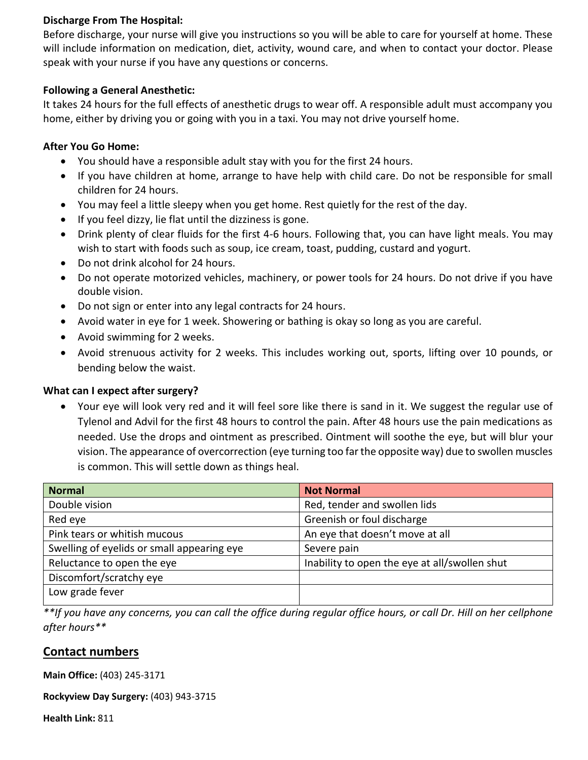**Discharge From The Hospital:**
Before discharge, your nurse will give you instructions so you will be able to care for yourself at home. These will include information on medication, diet, activity, wound care, and when to contact your doctor. Please speak with your nurse if you have any questions or concerns.

**Following a General Anesthetic:**
It takes 24 hours for the full effects of anesthetic drugs to wear off. A responsible adult must accompany you home, either by driving you or going with you in a taxi. You may not drive yourself home.

**After You Go Home:**

- You should have a responsible adult stay with you for the first 24 hours.
- If you have children at home, arrange to have help with child care. Do not be responsible for small children for 24 hours.
- You may feel a little sleepy when you get home. Rest quietly for the rest of the day.
- If you feel dizzy, lie flat until the dizziness is gone.
- Drink plenty of clear fluids for the first 4-6 hours. Following that, you can have light meals. You may wish to start with foods such as soup, ice cream, toast, pudding, custard and yogurt.
- Do not drink alcohol for 24 hours.
- Do not operate motorized vehicles, machinery, or power tools for 24 hours. Do not drive if you have double vision.
- Do not sign or enter into any legal contracts for 24 hours.
- Avoid water in eye for 1 week. Showering or bathing is okay so long as you are careful.
- Avoid swimming for 2 weeks.
- Avoid strenuous activity for 2 weeks. This includes working out, sports, lifting over 10 pounds, or bending below the waist.

**What can I expect after surgery?**

- Your eye will look very red and it will feel sore like there is sand in it. We suggest the regular use of Tylenol and Advil for the first 48 hours to control the pain. After 48 hours use the pain medications as needed. Use the drops and ointment as prescribed. Ointment will soothe the eye, but will blur your vision. The appearance of overcorrection (eye turning too far the opposite way) due to swollen muscles is common. This will settle down as things heal.

| Normal | Not Normal |
|---|---|
| Double vision | Red, tender and swollen lids |
| Red eye | Greenish or foul discharge |
| Pink tears or whitish mucous | An eye that doesn't move at all |
| Swelling of eyelids or small appearing eye | Severe pain |
| Reluctance to open the eye | Inability to open the eye at all/swollen shut |
| Discomfort/scratchy eye | |
| Low grade fever | |

***If you have any concerns, you can call the office during regular office hours, or call Dr. Hill on her cellphone after hours***

## Contact numbers

**Main Office:** (403) 245-3171

**Rockyview Day Surgery:** (403) 943-3715

**Health Link:** 811